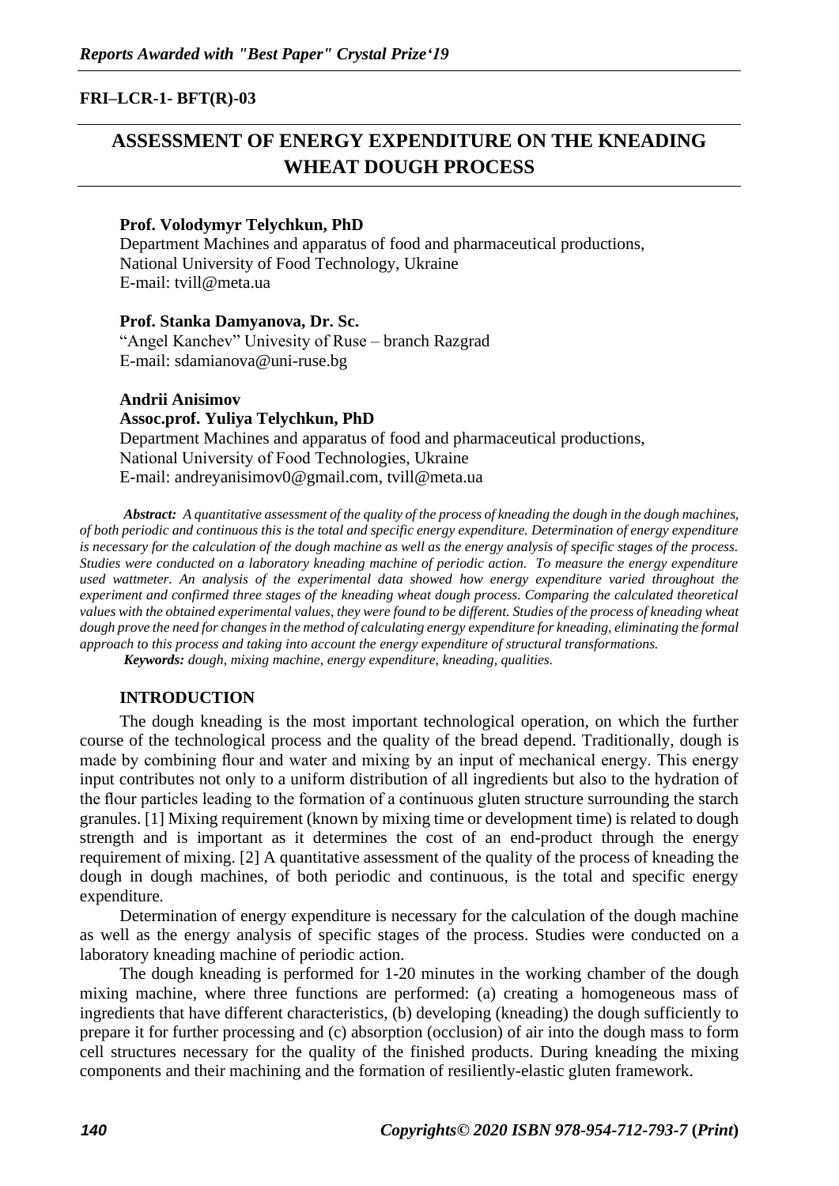**FRI–LCR-1- BFT(R)-03**

# ASSESSMENT OF ENERGY EXPENDITURE ON THE KNEADING WHEAT DOUGH PROCESS

**Prof. Volodymyr Telychkun, PhD**
Department Machines and apparatus of food and pharmaceutical productions,
National University of Food Technology, Ukraine
E-mail: tvill@meta.ua

**Prof. Stanka Damyanova, Dr. Sc.**
"Angel Kanchev" Univesity of Ruse – branch Razgrad
E-mail: sdamianova@uni-ruse.bg

**Andrii Anisimov**
**Assoc.prof. Yuliya Telychkun, PhD**
Department Machines and apparatus of food and pharmaceutical productions,
National University of Food Technologies, Ukraine
E-mail: andreyanisimov0@gmail.com, tvill@meta.ua

***Abstract:*** *A quantitative assessment of the quality of the process of kneading the dough in the dough machines, of both periodic and continuous this is the total and specific energy expenditure. Determination of energy expenditure is necessary for the calculation of the dough machine as well as the energy analysis of specific stages of the process. Studies were conducted on a laboratory kneading machine of periodic action. To measure the energy expenditure used wattmeter. An analysis of the experimental data showed how energy expenditure varied throughout the experiment and confirmed three stages of the kneading wheat dough process. Comparing the calculated theoretical values with the obtained experimental values, they were found to be different. Studies of the process of kneading wheat dough prove the need for changes in the method of calculating energy expenditure for kneading, eliminating the formal approach to this process and taking into account the energy expenditure of structural transformations.*

***Keywords:*** *dough, mixing machine, energy expenditure, kneading, qualities.*

## INTRODUCTION

The dough kneading is the most important technological operation, on which the further course of the technological process and the quality of the bread depend. Traditionally, dough is made by combining flour and water and mixing by an input of mechanical energy. This energy input contributes not only to a uniform distribution of all ingredients but also to the hydration of the flour particles leading to the formation of a continuous gluten structure surrounding the starch granules. [1] Mixing requirement (known by mixing time or development time) is related to dough strength and is important as it determines the cost of an end-product through the energy requirement of mixing. [2] A quantitative assessment of the quality of the process of kneading the dough in dough machines, of both periodic and continuous, is the total and specific energy expenditure.

Determination of energy expenditure is necessary for the calculation of the dough machine as well as the energy analysis of specific stages of the process. Studies were conducted on a laboratory kneading machine of periodic action.

The dough kneading is performed for 1-20 minutes in the working chamber of the dough mixing machine, where three functions are performed: (a) creating a homogeneous mass of ingredients that have different characteristics, (b) developing (kneading) the dough sufficiently to prepare it for further processing and (c) absorption (occlusion) of air into the dough mass to form cell structures necessary for the quality of the finished products. During kneading the mixing components and their machining and the formation of resiliently-elastic gluten framework.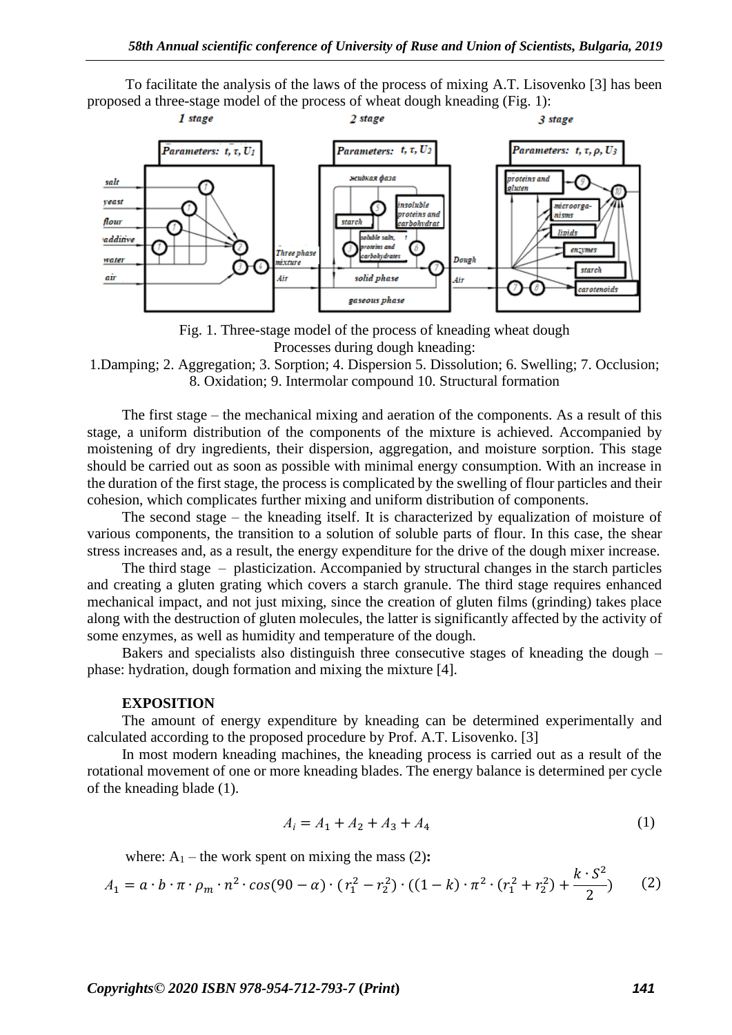To facilitate the analysis of the laws of the process of mixing A.T. Lisovenko [3] has been proposed a three-stage model of the process of wheat dough kneading (Fig. 1):

Fig. 1. Three-stage model of the process of kneading wheat dough
Processes during dough kneading:
1.Damping; 2. Aggregation; 3. Sorption; 4. Dispersion 5. Dissolution; 6. Swelling; 7. Occlusion; 8. Oxidation; 9. Intermolar compound 10. Structural formation

The first stage – the mechanical mixing and aeration of the components. As a result of this stage, a uniform distribution of the components of the mixture is achieved. Accompanied by moistening of dry ingredients, their dispersion, aggregation, and moisture sorption. This stage should be carried out as soon as possible with minimal energy consumption. With an increase in the duration of the first stage, the process is complicated by the swelling of flour particles and their cohesion, which complicates further mixing and uniform distribution of components.

The second stage – the kneading itself. It is characterized by equalization of moisture of various components, the transition to a solution of soluble parts of flour. In this case, the shear stress increases and, as a result, the energy expenditure for the drive of the dough mixer increase.

The third stage – plasticization. Accompanied by structural changes in the starch particles and creating a gluten grating which covers a starch granule. The third stage requires enhanced mechanical impact, and not just mixing, since the creation of gluten films (grinding) takes place along with the destruction of gluten molecules, the latter is significantly affected by the activity of some enzymes, as well as humidity and temperature of the dough.

Bakers and specialists also distinguish three consecutive stages of kneading the dough – phase: hydration, dough formation and mixing the mixture [4].

**EXPOSITION**

The amount of energy expenditure by kneading can be determined experimentally and calculated according to the proposed procedure by Prof. A.T. Lisovenko. [3]

In most modern kneading machines, the kneading process is carried out as a result of the rotational movement of one or more kneading blades. The energy balance is determined per cycle of the kneading blade (1).

$$A_i = A_1 + A_2 + A_3 + A_4 \tag{1}$$

where: $A_1$ – the work spent on mixing the mass (2)**:**

$$A_1 = a \cdot b \cdot \pi \cdot \rho_m \cdot n^2 \cdot cos(90 - \alpha) \cdot (r_1^2 - r_2^2) \cdot ((1-k) \cdot \pi^2 \cdot (r_1^2 + r_2^2) + \frac{k \cdot S^2}{2}) \tag{2}$$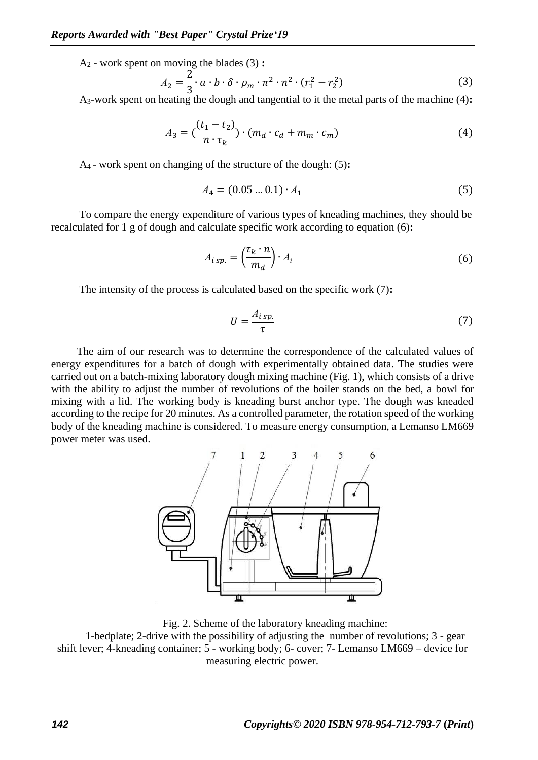$A_2$ - work spent on moving the blades (3) **:**

$$A_2 = \frac{2}{3} \cdot a \cdot b \cdot \delta \cdot \rho_m \cdot \pi^2 \cdot n^2 \cdot (r_1^2 - r_2^2) \tag{3}$$

$A_3$-work spent on heating the dough and tangential to it the metal parts of the machine (4)**:**

$$A_3 = (\frac{(t_1 - t_2)}{n \cdot \tau_k}) \cdot (m_d \cdot c_d + m_m \cdot c_m) \tag{4}$$

$A_4$ - work spent on changing of the structure of the dough: (5)**:**

$$A_4 = (0.05 \ldots 0.1) \cdot A_1 \tag{5}$$

To compare the energy expenditure of various types of kneading machines, they should be recalculated for 1 g of dough and calculate specific work according to equation (6)**:**

$$A_{i\,sp.} = \left(\frac{\tau_k \cdot n}{m_d}\right) \cdot A_i \tag{6}$$

The intensity of the process is calculated based on the specific work (7)**:**

$$U = \frac{A_{i\,sp.}}{\tau} \tag{7}$$

The aim of our research was to determine the correspondence of the calculated values of energy expenditures for a batch of dough with experimentally obtained data. The studies were carried out on a batch-mixing laboratory dough mixing machine (Fig. 1), which consists of a drive with the ability to adjust the number of revolutions of the boiler stands on the bed, a bowl for mixing with a lid. The working body is kneading burst anchor type. The dough was kneaded according to the recipe for 20 minutes. As a controlled parameter, the rotation speed of the working body of the kneading machine is considered. To measure energy consumption, a Lemanso LM669 power meter was used.

Fig. 2. Scheme of the laboratory kneading machine:
1-bedplate; 2-drive with the possibility of adjusting the number of revolutions; 3 - gear shift lever; 4-kneading container; 5 - working body; 6- cover; 7- Lemanso LM669 – device for measuring electric power.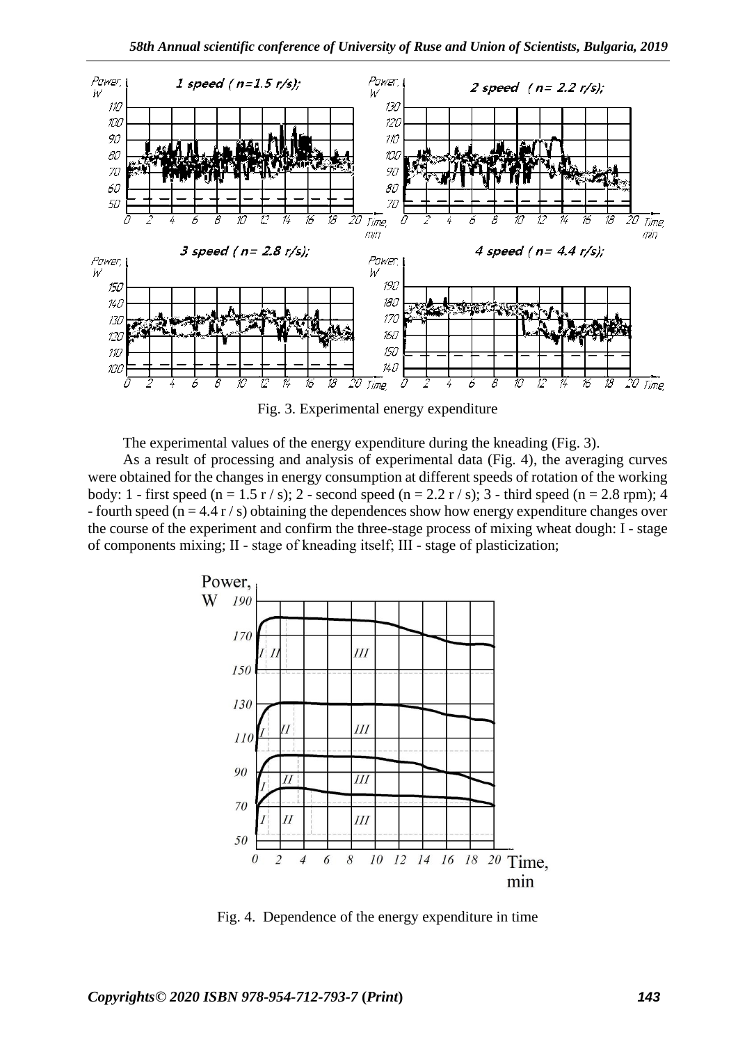Fig. 3. Experimental energy expenditure

The experimental values of the energy expenditure during the kneading (Fig. 3).

As a result of processing and analysis of experimental data (Fig. 4), the averaging curves were obtained for the changes in energy consumption at different speeds of rotation of the working body: 1 - first speed (n = 1.5 r / s); 2 - second speed (n = 2.2 r / s); 3 - third speed (n = 2.8 rpm); 4 - fourth speed (n = 4.4 r / s) obtaining the dependences show how energy expenditure changes over the course of the experiment and confirm the three-stage process of mixing wheat dough: I - stage of components mixing; II - stage of kneading itself; III - stage of plasticization;

Fig. 4. Dependence of the energy expenditure in time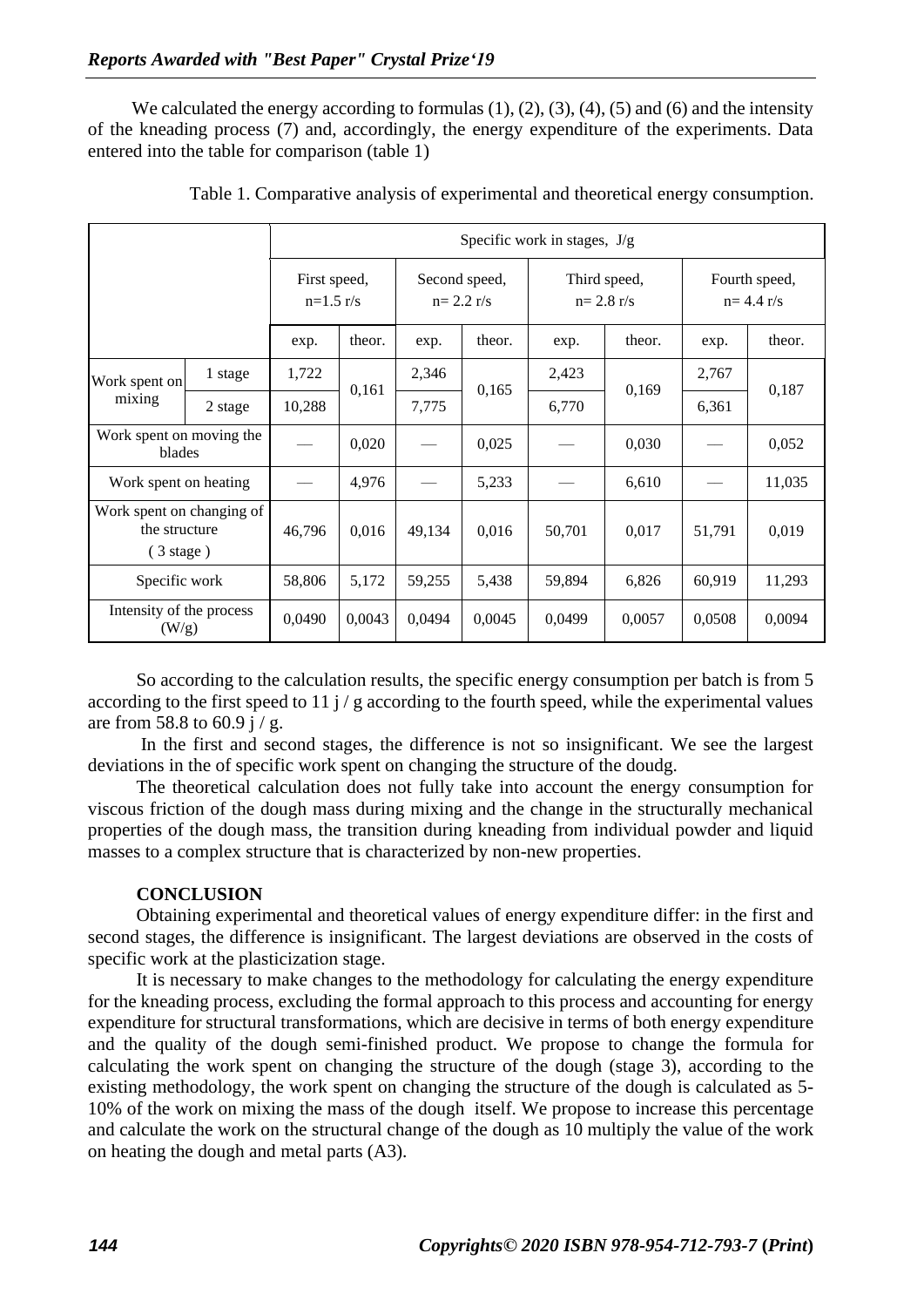We calculated the energy according to formulas (1), (2), (3), (4), (5) and (6) and the intensity of the kneading process (7) and, accordingly, the energy expenditure of the experiments. Data entered into the table for comparison (table 1)

Table 1. Comparative analysis of experimental and theoretical energy consumption.

| | | Specific work in stages, J/g | | | | | | | |
|---|---|---|---|---|---|---|---|---|---|
| | | First speed, n=1.5 r/s | | Second speed, n= 2.2 r/s | | Third speed, n= 2.8 r/s | | Fourth speed, n= 4.4 r/s | |
| | | exp. | theor. | exp. | theor. | exp. | theor. | exp. | theor. |
| Work spent on mixing | 1 stage | 1,722 | 0,161 | 2,346 | 0,165 | 2,423 | 0,169 | 2,767 | 0,187 |
| | 2 stage | 10,288 | | 7,775 | | 6,770 | | 6,361 | |
| Work spent on moving the blades | | — | 0,020 | — | 0,025 | — | 0,030 | — | 0,052 |
| Work spent on heating | | — | 4,976 | — | 5,233 | — | 6,610 | — | 11,035 |
| Work spent on changing of the structure ( 3 stage ) | | 46,796 | 0,016 | 49,134 | 0,016 | 50,701 | 0,017 | 51,791 | 0,019 |
| Specific work | | 58,806 | 5,172 | 59,255 | 5,438 | 59,894 | 6,826 | 60,919 | 11,293 |
| Intensity of the process (W/g) | | 0,0490 | 0,0043 | 0,0494 | 0,0045 | 0,0499 | 0,0057 | 0,0508 | 0,0094 |

So according to the calculation results, the specific energy consumption per batch is from 5 according to the first speed to 11 j / g according to the fourth speed, while the experimental values are from 58.8 to 60.9 j / g.

In the first and second stages, the difference is not so insignificant. We see the largest deviations in the of specific work spent on changing the structure of the doudg.

The theoretical calculation does not fully take into account the energy consumption for viscous friction of the dough mass during mixing and the change in the structurally mechanical properties of the dough mass, the transition during kneading from individual powder and liquid masses to a complex structure that is characterized by non-new properties.

## CONCLUSION

Obtaining experimental and theoretical values of energy expenditure differ: in the first and second stages, the difference is insignificant. The largest deviations are observed in the costs of specific work at the plasticization stage.

It is necessary to make changes to the methodology for calculating the energy expenditure for the kneading process, excluding the formal approach to this process and accounting for energy expenditure for structural transformations, which are decisive in terms of both energy expenditure and the quality of the dough semi-finished product. We propose to change the formula for calculating the work spent on changing the structure of the dough (stage 3), according to the existing methodology, the work spent on changing the structure of the dough is calculated as 5-10% of the work on mixing the mass of the dough itself. We propose to increase this percentage and calculate the work on the structural change of the dough as 10 multiply the value of the work on heating the dough and metal parts (A3).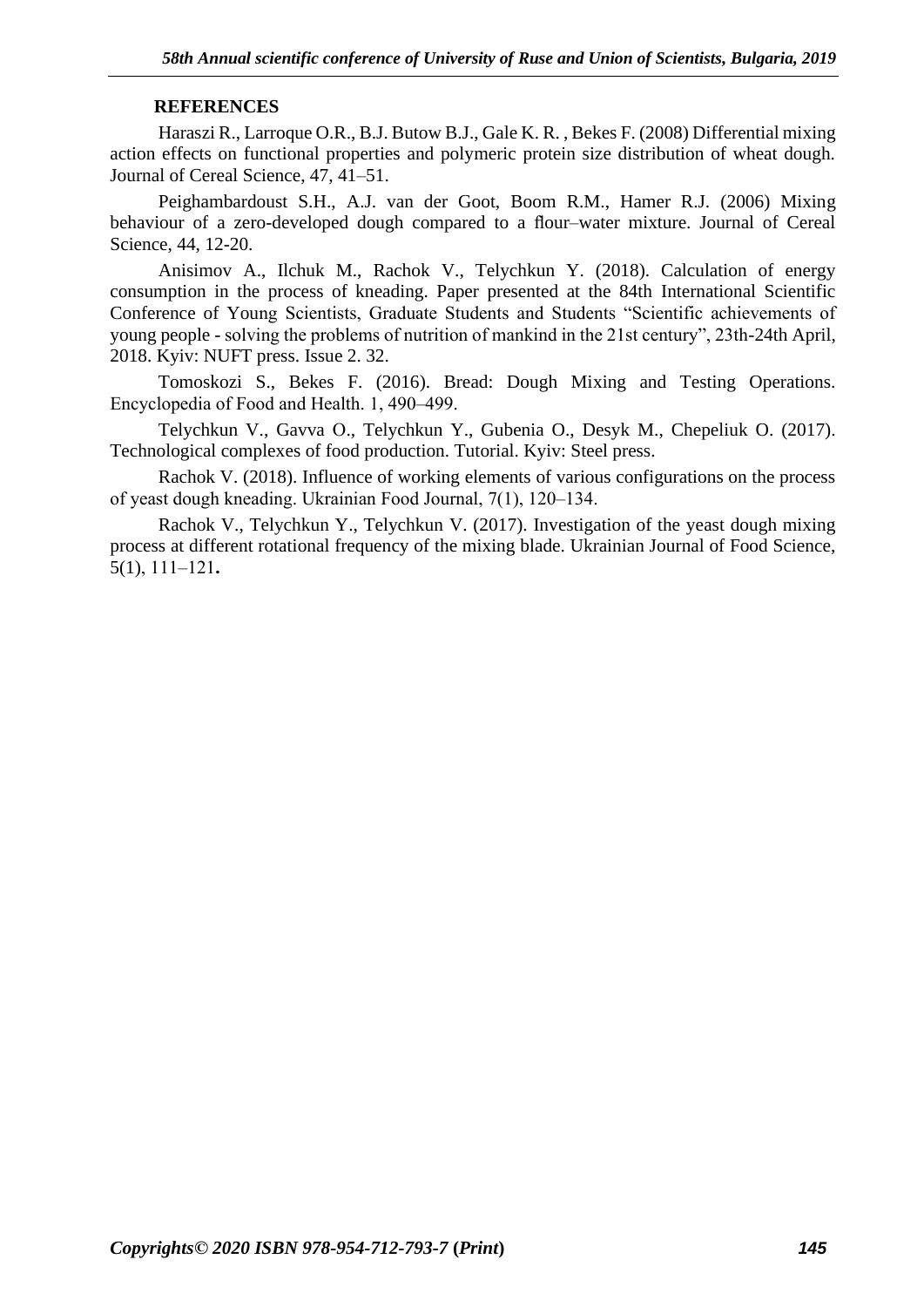## REFERENCES

Haraszi R., Larroque O.R., B.J. Butow B.J., Gale K. R. , Bekes F. (2008) Differential mixing action effects on functional properties and polymeric protein size distribution of wheat dough. Journal of Cereal Science, 47, 41–51.

Peighambardoust S.H., A.J. van der Goot, Boom R.M., Hamer R.J. (2006) Mixing behaviour of a zero-developed dough compared to a flour–water mixture. Journal of Cereal Science, 44, 12-20.

Anisimov A., Ilchuk M., Rachok V., Telychkun Y. (2018). Calculation of energy consumption in the process of kneading. Paper presented at the 84th International Scientific Conference of Young Scientists, Graduate Students and Students "Scientific achievements of young people - solving the problems of nutrition of mankind in the 21st century", 23th-24th April, 2018. Kyiv: NUFT press. Issue 2. 32.

Tomoskozi S., Bekes F. (2016). Bread: Dough Mixing and Testing Operations. Encyclopedia of Food and Health. 1, 490–499.

Telychkun V., Gavva O., Telychkun Y., Gubenia O., Desyk M., Chepeliuk O. (2017). Technological complexes of food production. Tutorial. Kyiv: Steel press.

Rachok V. (2018). Influence of working elements of various configurations on the process of yeast dough kneading. Ukrainian Food Journal, 7(1), 120–134.

Rachok V., Telychkun Y., Telychkun V. (2017). Investigation of the yeast dough mixing process at different rotational frequency of the mixing blade. Ukrainian Journal of Food Science, 5(1), 111–121.